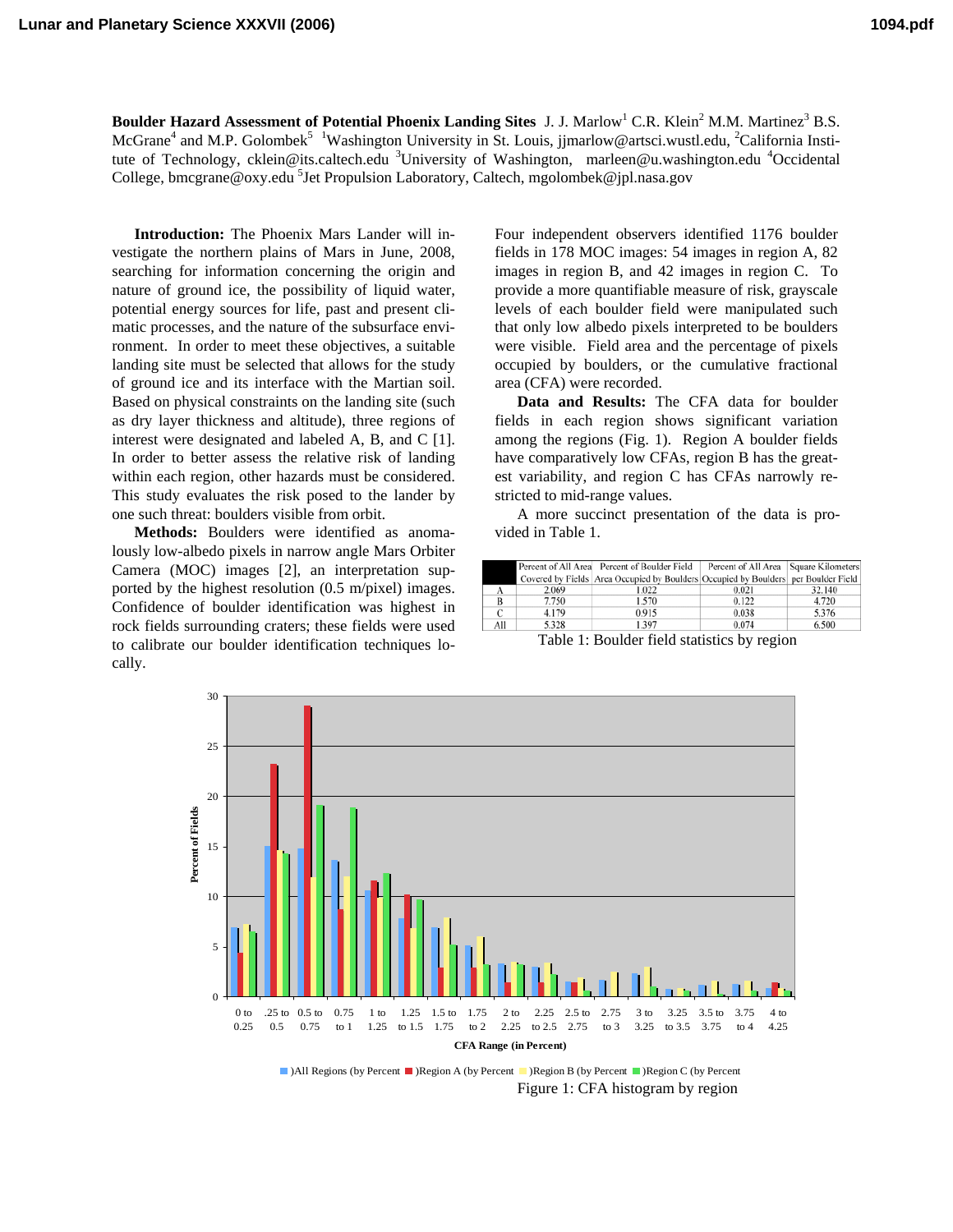**Boulder Hazard Assessment of Potential Phoenix Landing Sites** J. J. Marlow[1] C.R. Klein[2] M.M. Martinez[3] B.S. McGrane[4] and M.P. Golombek[5] [1]Washington University in St. Louis, jjmarlow@artsci.wustl.edu, [2]California Institute of Technology, cklein@its.caltech.edu [3]University of Washington, marleen@u.washington.edu [4]Occidental College, bmcgrane@oxy.edu [5]Jet Propulsion Laboratory, Caltech, mgolombek@jpl.nasa.gov

**Introduction:** The Phoenix Mars Lander will investigate the northern plains of Mars in June, 2008, searching for information concerning the origin and nature of ground ice, the possibility of liquid water, potential energy sources for life, past and present climatic processes, and the nature of the subsurface environment. In order to meet these objectives, a suitable landing site must be selected that allows for the study of ground ice and its interface with the Martian soil. Based on physical constraints on the landing site (such as dry layer thickness and altitude), three regions of interest were designated and labeled A, B, and C [1]. In order to better assess the relative risk of landing within each region, other hazards must be considered. This study evaluates the risk posed to the lander by one such threat: boulders visible from orbit.

**Methods:** Boulders were identified as anomalously low-albedo pixels in narrow angle Mars Orbiter Camera (MOC) images [2], an interpretation supported by the highest resolution (0.5 m/pixel) images. Confidence of boulder identification was highest in rock fields surrounding craters; these fields were used to calibrate our boulder identification techniques locally. Four independent observers identified 1176 boulder fields in 178 MOC images: 54 images in region A, 82 images in region B, and 42 images in region C. To provide a more quantifiable measure of risk, grayscale levels of each boulder field were manipulated such that only low albedo pixels interpreted to be boulders were visible. Field area and the percentage of pixels occupied by boulders, or the cumulative fractional area (CFA) were recorded.

**Data and Results:** The CFA data for boulder fields in each region shows significant variation among the regions (Fig. 1). Region A boulder fields have comparatively low CFAs, region B has the greatest variability, and region C has CFAs narrowly restricted to mid-range values.

A more succinct presentation of the data is provided in Table 1.

| | Percent of All Area Covered by Fields | Percent of Boulder Field Area Occupied by Boulders | Percent of All Area Occupied by Boulders | Square Kilometers per Boulder Field |
|---|---|---|---|---|
| A | 2.069 | 1.022 | 0.021 | 32.140 |
| B | 7.750 | 1.570 | 0.122 | 4.720 |
| C | 4.179 | 0.915 | 0.038 | 5.376 |
| All | 5.328 | 1.397 | 0.074 | 6.500 |

Table 1: Boulder field statistics by region

Figure 1: CFA histogram by region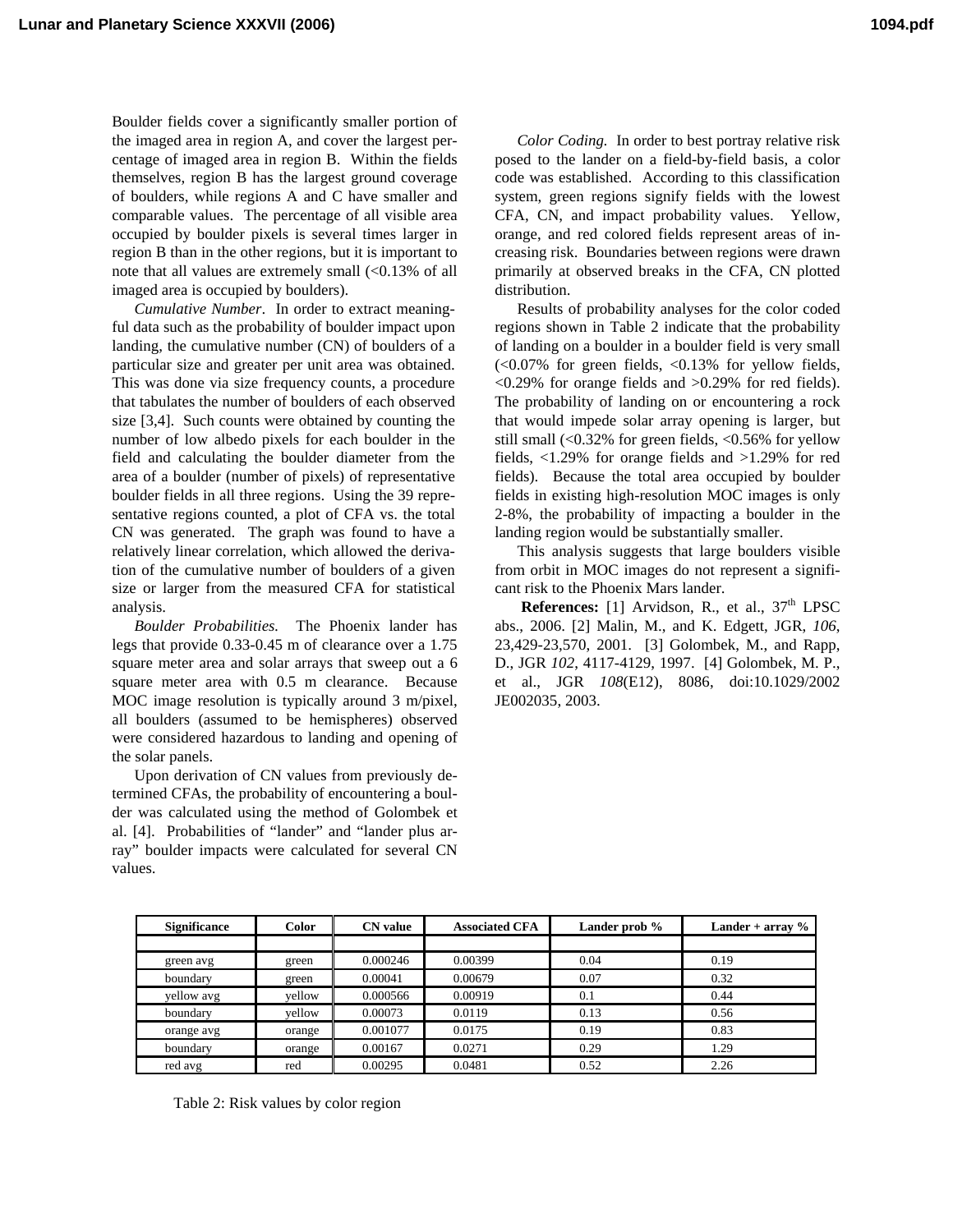Boulder fields cover a significantly smaller portion of the imaged area in region A, and cover the largest percentage of imaged area in region B. Within the fields themselves, region B has the largest ground coverage of boulders, while regions A and C have smaller and comparable values. The percentage of all visible area occupied by boulder pixels is several times larger in region B than in the other regions, but it is important to note that all values are extremely small (<0.13% of all imaged area is occupied by boulders).

*Cumulative Number*. In order to extract meaningful data such as the probability of boulder impact upon landing, the cumulative number (CN) of boulders of a particular size and greater per unit area was obtained. This was done via size frequency counts, a procedure that tabulates the number of boulders of each observed size [3,4]. Such counts were obtained by counting the number of low albedo pixels for each boulder in the field and calculating the boulder diameter from the area of a boulder (number of pixels) of representative boulder fields in all three regions. Using the 39 representative regions counted, a plot of CFA vs. the total CN was generated. The graph was found to have a relatively linear correlation, which allowed the derivation of the cumulative number of boulders of a given size or larger from the measured CFA for statistical analysis.

*Boulder Probabilities.* The Phoenix lander has legs that provide 0.33-0.45 m of clearance over a 1.75 square meter area and solar arrays that sweep out a 6 square meter area with 0.5 m clearance. Because MOC image resolution is typically around 3 m/pixel, all boulders (assumed to be hemispheres) observed were considered hazardous to landing and opening of the solar panels.

Upon derivation of CN values from previously determined CFAs, the probability of encountering a boulder was calculated using the method of Golombek et al. [4]. Probabilities of "lander" and "lander plus array" boulder impacts were calculated for several CN values.

*Color Coding.* In order to best portray relative risk posed to the lander on a field-by-field basis, a color code was established. According to this classification system, green regions signify fields with the lowest CFA, CN, and impact probability values. Yellow, orange, and red colored fields represent areas of increasing risk. Boundaries between regions were drawn primarily at observed breaks in the CFA, CN plotted distribution.

Results of probability analyses for the color coded regions shown in Table 2 indicate that the probability of landing on a boulder in a boulder field is very small (<0.07% for green fields, <0.13% for yellow fields, <0.29% for orange fields and >0.29% for red fields). The probability of landing on or encountering a rock that would impede solar array opening is larger, but still small (<0.32% for green fields, <0.56% for yellow fields, <1.29% for orange fields and >1.29% for red fields). Because the total area occupied by boulder fields in existing high-resolution MOC images is only 2-8%, the probability of impacting a boulder in the landing region would be substantially smaller.

This analysis suggests that large boulders visible from orbit in MOC images do not represent a significant risk to the Phoenix Mars lander.

**References:** [1] Arvidson, R., et al., 37th LPSC abs., 2006. [2] Malin, M., and K. Edgett, JGR, *106*, 23,429-23,570, 2001. [3] Golombek, M., and Rapp, D., JGR *102*, 4117-4129, 1997. [4] Golombek, M. P., et al., JGR *108*(E12), 8086, doi:10.1029/2002 JE002035, 2003.

| Significance | Color | CN value | Associated CFA | Lander prob % | Lander + array % |
|---|---|---|---|---|---|
| | | | | | |
| green avg | green | 0.000246 | 0.00399 | 0.04 | 0.19 |
| boundary | green | 0.00041 | 0.00679 | 0.07 | 0.32 |
| yellow avg | yellow | 0.000566 | 0.00919 | 0.1 | 0.44 |
| boundary | yellow | 0.00073 | 0.0119 | 0.13 | 0.56 |
| orange avg | orange | 0.001077 | 0.0175 | 0.19 | 0.83 |
| boundary | orange | 0.00167 | 0.0271 | 0.29 | 1.29 |
| red avg | red | 0.00295 | 0.0481 | 0.52 | 2.26 |

Table 2: Risk values by color region